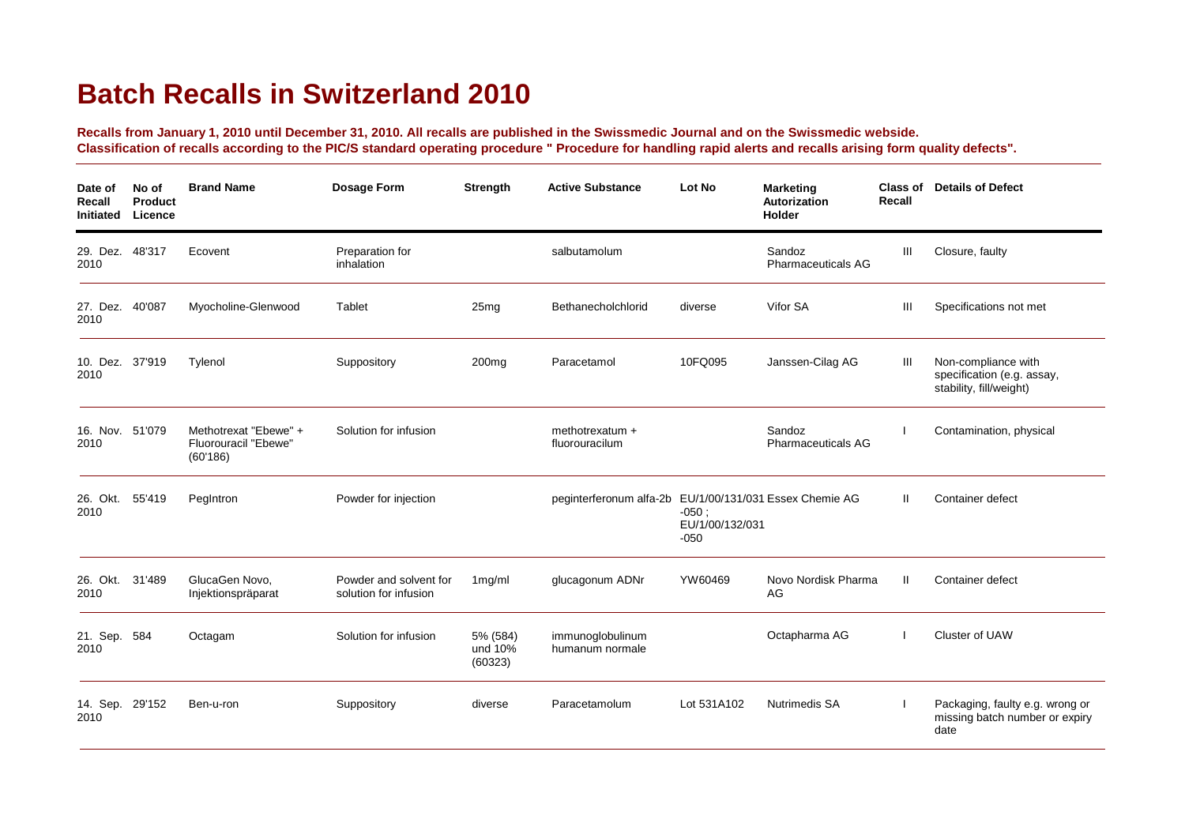# Batch Recalls in Switzerland 2010

**Recalls from January 1, 2010 until December 31, 2010. All recalls are published in the Swissmedic Journal and on the Swissmedic webside.**
**Classification of recalls according to the PIC/S standard operating procedure " Procedure for handling rapid alerts and recalls arising form quality defects".**

| Date of Recall Initiated | No of Product Licence | Brand Name | Dosage Form | Strength | Active Substance | Lot No | Marketing Autorization Holder | Class of Recall | Details of Defect |
|---|---|---|---|---|---|---|---|---|---|
| 29. Dez. 2010 | 48'317 | Ecovent | Preparation for inhalation | | salbutamolum | | Sandoz Pharmaceuticals AG | III | Closure, faulty |
| 27. Dez. 2010 | 40'087 | Myocholine-Glenwood | Tablet | 25mg | Bethanecholchlorid | diverse | Vifor SA | III | Specifications not met |
| 10. Dez. 2010 | 37'919 | Tylenol | Suppository | 200mg | Paracetamol | 10FQ095 | Janssen-Cilag AG | III | Non-compliance with specification (e.g. assay, stability, fill/weight) |
| 16. Nov. 2010 | 51'079 | Methotrexat "Ebewe" + Fluorouracil "Ebewe" (60'186) | Solution for infusion | | methotrexatum + fluorouracilum | | Sandoz Pharmaceuticals AG | I | Contamination, physical |
| 26. Okt. 2010 | 55'419 | PegIntron | Powder for injection | | peginterferonum alfa-2b | EU/1/00/131/031 -050 ; EU/1/00/132/031 -050 | Essex Chemie AG | II | Container defect |
| 26. Okt. 2010 | 31'489 | GlucaGen Novo, Injektionspräparat | Powder and solvent for solution for infusion | 1mg/ml | glucagonum ADNr | YW60469 | Novo Nordisk Pharma AG | II | Container defect |
| 21. Sep. 2010 | 584 | Octagam | Solution for infusion | 5% (584) und 10% (60323) | immunoglobulinum humanum normale | | Octapharma AG | I | Cluster of UAW |
| 14. Sep. 2010 | 29'152 | Ben-u-ron | Suppository | diverse | Paracetamolum | Lot 531A102 | Nutrimedis SA | I | Packaging, faulty e.g. wrong or missing batch number or expiry date |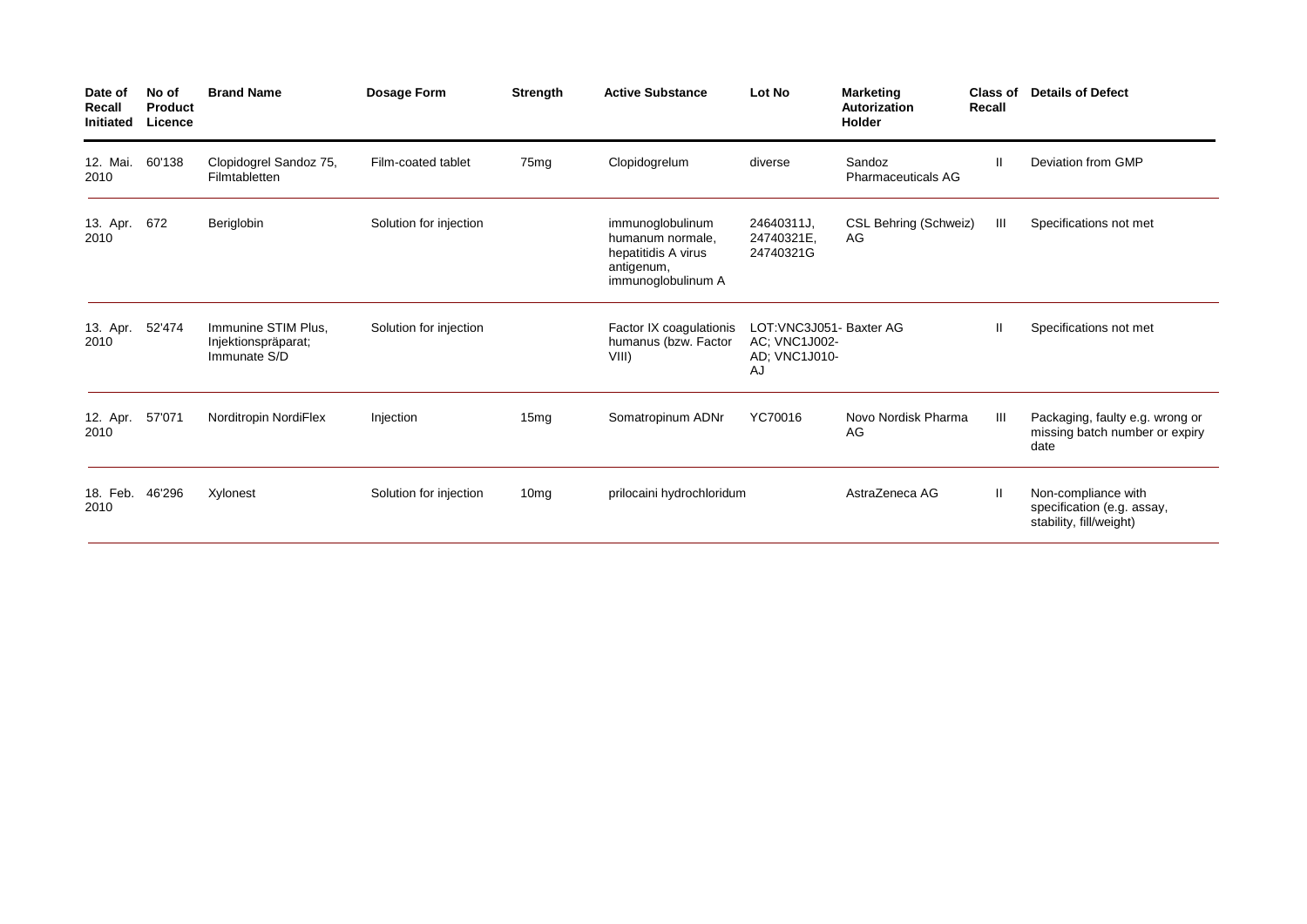| Date of Recall Initiated | No of Product Licence | Brand Name | Dosage Form | Strength | Active Substance | Lot No | Marketing Autorization Holder | Class of Recall | Details of Defect |
|---|---|---|---|---|---|---|---|---|---|
| 12. Mai. 2010 | 60'138 | Clopidogrel Sandoz 75, Filmtabletten | Film-coated tablet | 75mg | Clopidogrelum | diverse | Sandoz Pharmaceuticals AG | II | Deviation from GMP |
| 13. Apr. 2010 | 672 | Beriglobin | Solution for injection | | immunoglobulinum humanum normale, hepatitidis A virus antigenum, immunoglobulinum A | 24640311J, 24740321E, 24740321G | CSL Behring (Schweiz) AG | III | Specifications not met |
| 13. Apr. 2010 | 52'474 | Immunine STIM Plus, Injektionspräparat; Immunate S/D | Solution for injection | | Factor IX coagulationis humanus (bzw. Factor VIII) | LOT:VNC3J051-AC; VNC1J002-AD; VNC1J010-AJ | Baxter AG | II | Specifications not met |
| 12. Apr. 2010 | 57'071 | Norditropin NordiFlex | Injection | 15mg | Somatropinum ADNr | YC70016 | Novo Nordisk Pharma AG | III | Packaging, faulty e.g. wrong or missing batch number or expiry date |
| 18. Feb. 2010 | 46'296 | Xylonest | Solution for injection | 10mg | prilocaini hydrochloridum | | AstraZeneca AG | II | Non-compliance with specification (e.g. assay, stability, fill/weight) |